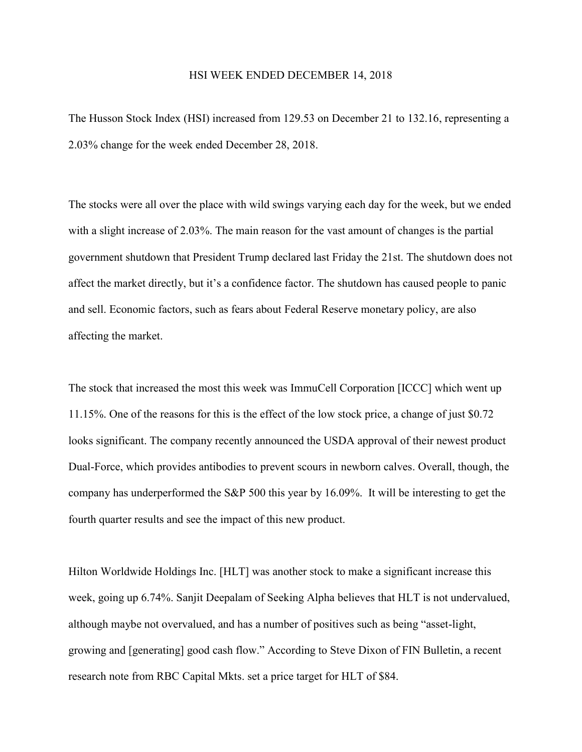# HSI WEEK ENDED DECEMBER 14, 2018

The Husson Stock Index (HSI) increased from 129.53 on December 21 to 132.16, representing a 2.03% change for the week ended December 28, 2018.

The stocks were all over the place with wild swings varying each day for the week, but we ended with a slight increase of 2.03%. The main reason for the vast amount of changes is the partial government shutdown that President Trump declared last Friday the 21st. The shutdown does not affect the market directly, but it's a confidence factor. The shutdown has caused people to panic and sell. Economic factors, such as fears about Federal Reserve monetary policy, are also affecting the market.

The stock that increased the most this week was ImmuCell Corporation [ICCC] which went up 11.15%. One of the reasons for this is the effect of the low stock price, a change of just $0.72 looks significant. The company recently announced the USDA approval of their newest product Dual-Force, which provides antibodies to prevent scours in newborn calves. Overall, though, the company has underperformed the S&P 500 this year by 16.09%. It will be interesting to get the fourth quarter results and see the impact of this new product.

Hilton Worldwide Holdings Inc. [HLT] was another stock to make a significant increase this week, going up 6.74%. Sanjit Deepalam of Seeking Alpha believes that HLT is not undervalued, although maybe not overvalued, and has a number of positives such as being "asset-light, growing and [generating] good cash flow." According to Steve Dixon of FIN Bulletin, a recent research note from RBC Capital Mkts. set a price target for HLT of $84.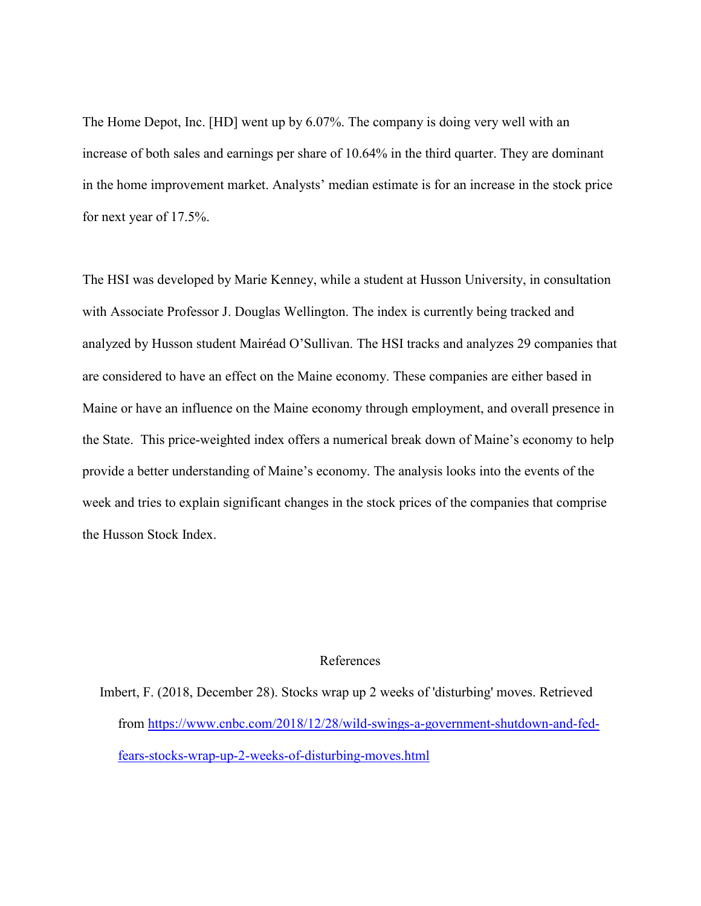The Home Depot, Inc. [HD] went up by 6.07%. The company is doing very well with an increase of both sales and earnings per share of 10.64% in the third quarter. They are dominant in the home improvement market. Analysts' median estimate is for an increase in the stock price for next year of 17.5%.

The HSI was developed by Marie Kenney, while a student at Husson University, in consultation with Associate Professor J. Douglas Wellington. The index is currently being tracked and analyzed by Husson student Mairéad O'Sullivan. The HSI tracks and analyzes 29 companies that are considered to have an effect on the Maine economy. These companies are either based in Maine or have an influence on the Maine economy through employment, and overall presence in the State. This price-weighted index offers a numerical break down of Maine's economy to help provide a better understanding of Maine's economy. The analysis looks into the events of the week and tries to explain significant changes in the stock prices of the companies that comprise the Husson Stock Index.

## References

Imbert, F. (2018, December 28). Stocks wrap up 2 weeks of 'disturbing' moves. Retrieved from https://www.cnbc.com/2018/12/28/wild-swings-a-government-shutdown-and-fed-fears-stocks-wrap-up-2-weeks-of-disturbing-moves.html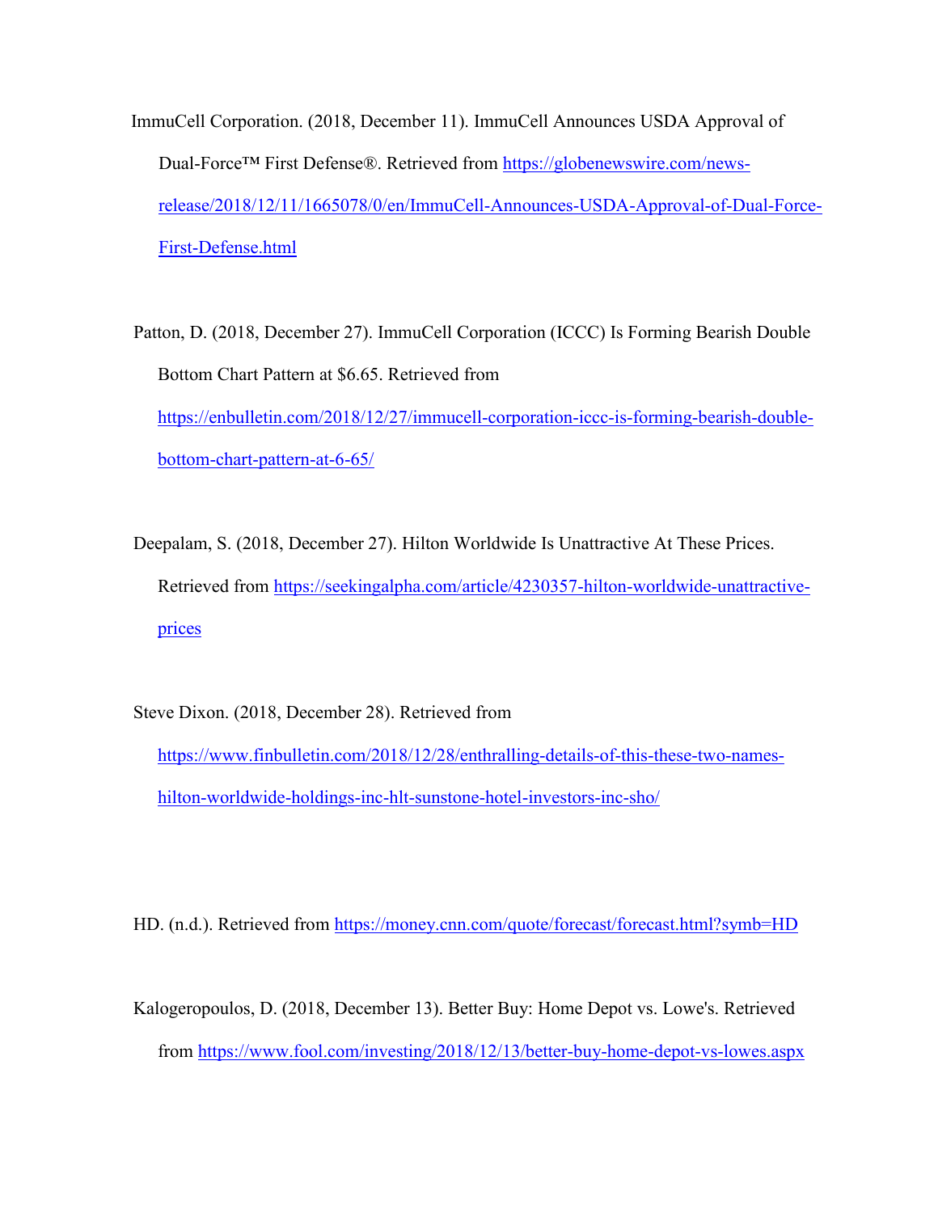ImmuCell Corporation. (2018, December 11). ImmuCell Announces USDA Approval of Dual-Force™ First Defense®. Retrieved from https://globenewswire.com/news-release/2018/12/11/1665078/0/en/ImmuCell-Announces-USDA-Approval-of-Dual-Force-First-Defense.html

Patton, D. (2018, December 27). ImmuCell Corporation (ICCC) Is Forming Bearish Double Bottom Chart Pattern at $6.65. Retrieved from https://enbulletin.com/2018/12/27/immucell-corporation-iccc-is-forming-bearish-double-bottom-chart-pattern-at-6-65/

Deepalam, S. (2018, December 27). Hilton Worldwide Is Unattractive At These Prices. Retrieved from https://seekingalpha.com/article/4230357-hilton-worldwide-unattractive-prices

Steve Dixon. (2018, December 28). Retrieved from https://www.finbulletin.com/2018/12/28/enthralling-details-of-this-these-two-names-hilton-worldwide-holdings-inc-hlt-sunstone-hotel-investors-inc-sho/

HD. (n.d.). Retrieved from https://money.cnn.com/quote/forecast/forecast.html?symb=HD

Kalogeropoulos, D. (2018, December 13). Better Buy: Home Depot vs. Lowe's. Retrieved from https://www.fool.com/investing/2018/12/13/better-buy-home-depot-vs-lowes.aspx